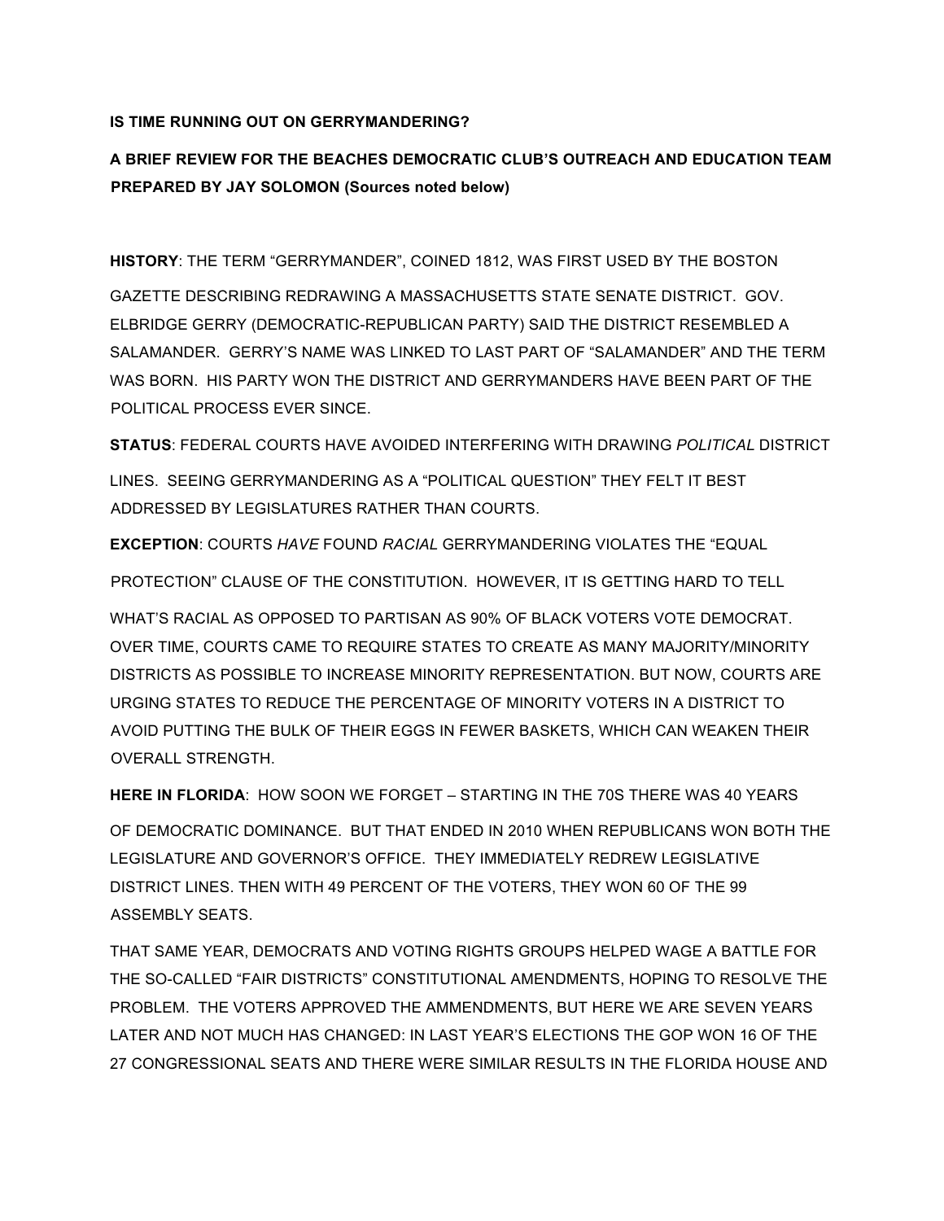**IS TIME RUNNING OUT ON GERRYMANDERING?**

**A BRIEF REVIEW FOR THE BEACHES DEMOCRATIC CLUB'S OUTREACH AND EDUCATION TEAM PREPARED BY JAY SOLOMON (Sources noted below)**

**HISTORY**: THE TERM "GERRYMANDER", COINED 1812, WAS FIRST USED BY THE BOSTON GAZETTE DESCRIBING REDRAWING A MASSACHUSETTS STATE SENATE DISTRICT. GOV. ELBRIDGE GERRY (DEMOCRATIC-REPUBLICAN PARTY) SAID THE DISTRICT RESEMBLED A SALAMANDER. GERRY'S NAME WAS LINKED TO LAST PART OF "SALAMANDER" AND THE TERM WAS BORN. HIS PARTY WON THE DISTRICT AND GERRYMANDERS HAVE BEEN PART OF THE POLITICAL PROCESS EVER SINCE.

**STATUS**: FEDERAL COURTS HAVE AVOIDED INTERFERING WITH DRAWING *POLITICAL* DISTRICT LINES. SEEING GERRYMANDERING AS A "POLITICAL QUESTION" THEY FELT IT BEST ADDRESSED BY LEGISLATURES RATHER THAN COURTS.

**EXCEPTION**: COURTS *HAVE* FOUND *RACIAL* GERRYMANDERING VIOLATES THE "EQUAL PROTECTION" CLAUSE OF THE CONSTITUTION. HOWEVER, IT IS GETTING HARD TO TELL WHAT'S RACIAL AS OPPOSED TO PARTISAN AS 90% OF BLACK VOTERS VOTE DEMOCRAT. OVER TIME, COURTS CAME TO REQUIRE STATES TO CREATE AS MANY MAJORITY/MINORITY DISTRICTS AS POSSIBLE TO INCREASE MINORITY REPRESENTATION. BUT NOW, COURTS ARE URGING STATES TO REDUCE THE PERCENTAGE OF MINORITY VOTERS IN A DISTRICT TO AVOID PUTTING THE BULK OF THEIR EGGS IN FEWER BASKETS, WHICH CAN WEAKEN THEIR OVERALL STRENGTH.

**HERE IN FLORIDA**: HOW SOON WE FORGET – STARTING IN THE 70S THERE WAS 40 YEARS OF DEMOCRATIC DOMINANCE. BUT THAT ENDED IN 2010 WHEN REPUBLICANS WON BOTH THE LEGISLATURE AND GOVERNOR'S OFFICE. THEY IMMEDIATELY REDREW LEGISLATIVE DISTRICT LINES. THEN WITH 49 PERCENT OF THE VOTERS, THEY WON 60 OF THE 99 ASSEMBLY SEATS.

THAT SAME YEAR, DEMOCRATS AND VOTING RIGHTS GROUPS HELPED WAGE A BATTLE FOR THE SO-CALLED "FAIR DISTRICTS" CONSTITUTIONAL AMENDMENTS, HOPING TO RESOLVE THE PROBLEM. THE VOTERS APPROVED THE AMMENDMENTS, BUT HERE WE ARE SEVEN YEARS LATER AND NOT MUCH HAS CHANGED: IN LAST YEAR'S ELECTIONS THE GOP WON 16 OF THE 27 CONGRESSIONAL SEATS AND THERE WERE SIMILAR RESULTS IN THE FLORIDA HOUSE AND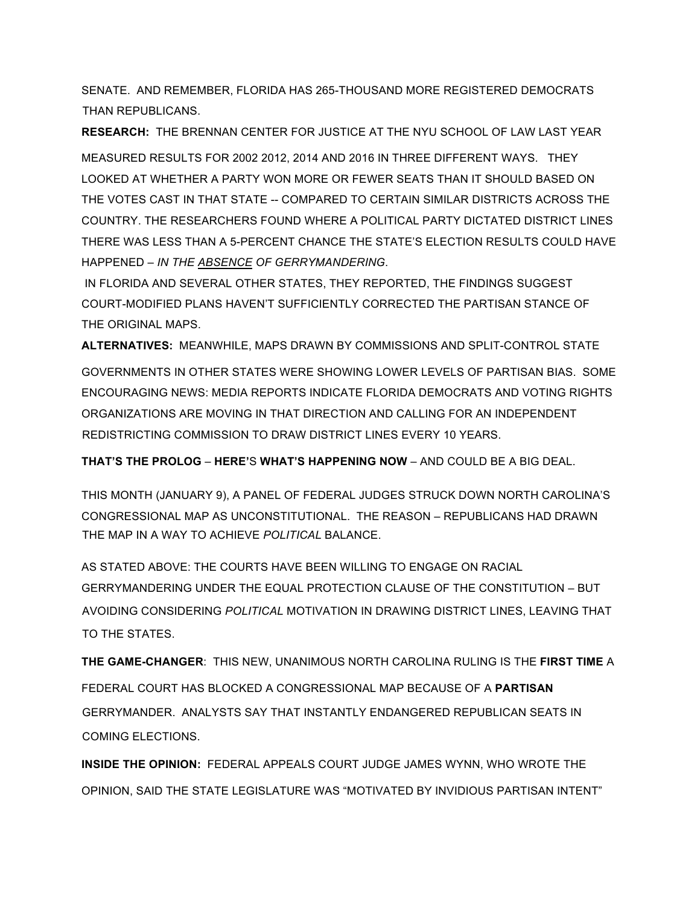SENATE. AND REMEMBER, FLORIDA HAS 265-THOUSAND MORE REGISTERED DEMOCRATS THAN REPUBLICANS.

**RESEARCH:** THE BRENNAN CENTER FOR JUSTICE AT THE NYU SCHOOL OF LAW LAST YEAR MEASURED RESULTS FOR 2002 2012, 2014 AND 2016 IN THREE DIFFERENT WAYS. THEY LOOKED AT WHETHER A PARTY WON MORE OR FEWER SEATS THAN IT SHOULD BASED ON THE VOTES CAST IN THAT STATE -- COMPARED TO CERTAIN SIMILAR DISTRICTS ACROSS THE COUNTRY. THE RESEARCHERS FOUND WHERE A POLITICAL PARTY DICTATED DISTRICT LINES THERE WAS LESS THAN A 5-PERCENT CHANCE THE STATE'S ELECTION RESULTS COULD HAVE HAPPENED – *IN THE ABSENCE OF GERRYMANDERING*.

IN FLORIDA AND SEVERAL OTHER STATES, THEY REPORTED, THE FINDINGS SUGGEST COURT-MODIFIED PLANS HAVEN'T SUFFICIENTLY CORRECTED THE PARTISAN STANCE OF THE ORIGINAL MAPS.

**ALTERNATIVES:** MEANWHILE, MAPS DRAWN BY COMMISSIONS AND SPLIT-CONTROL STATE GOVERNMENTS IN OTHER STATES WERE SHOWING LOWER LEVELS OF PARTISAN BIAS. SOME ENCOURAGING NEWS: MEDIA REPORTS INDICATE FLORIDA DEMOCRATS AND VOTING RIGHTS ORGANIZATIONS ARE MOVING IN THAT DIRECTION AND CALLING FOR AN INDEPENDENT REDISTRICTING COMMISSION TO DRAW DISTRICT LINES EVERY 10 YEARS.

**THAT'S THE PROLOG** – **HERE'**S **WHAT'S HAPPENING NOW** – AND COULD BE A BIG DEAL.

THIS MONTH (JANUARY 9), A PANEL OF FEDERAL JUDGES STRUCK DOWN NORTH CAROLINA'S CONGRESSIONAL MAP AS UNCONSTITUTIONAL. THE REASON – REPUBLICANS HAD DRAWN THE MAP IN A WAY TO ACHIEVE *POLITICAL* BALANCE.

AS STATED ABOVE: THE COURTS HAVE BEEN WILLING TO ENGAGE ON RACIAL GERRYMANDERING UNDER THE EQUAL PROTECTION CLAUSE OF THE CONSTITUTION – BUT AVOIDING CONSIDERING *POLITICAL* MOTIVATION IN DRAWING DISTRICT LINES, LEAVING THAT TO THE STATES.

**THE GAME-CHANGER**: THIS NEW, UNANIMOUS NORTH CAROLINA RULING IS THE **FIRST TIME** A FEDERAL COURT HAS BLOCKED A CONGRESSIONAL MAP BECAUSE OF A **PARTISAN** GERRYMANDER. ANALYSTS SAY THAT INSTANTLY ENDANGERED REPUBLICAN SEATS IN COMING ELECTIONS.

**INSIDE THE OPINION:** FEDERAL APPEALS COURT JUDGE JAMES WYNN, WHO WROTE THE OPINION, SAID THE STATE LEGISLATURE WAS "MOTIVATED BY INVIDIOUS PARTISAN INTENT"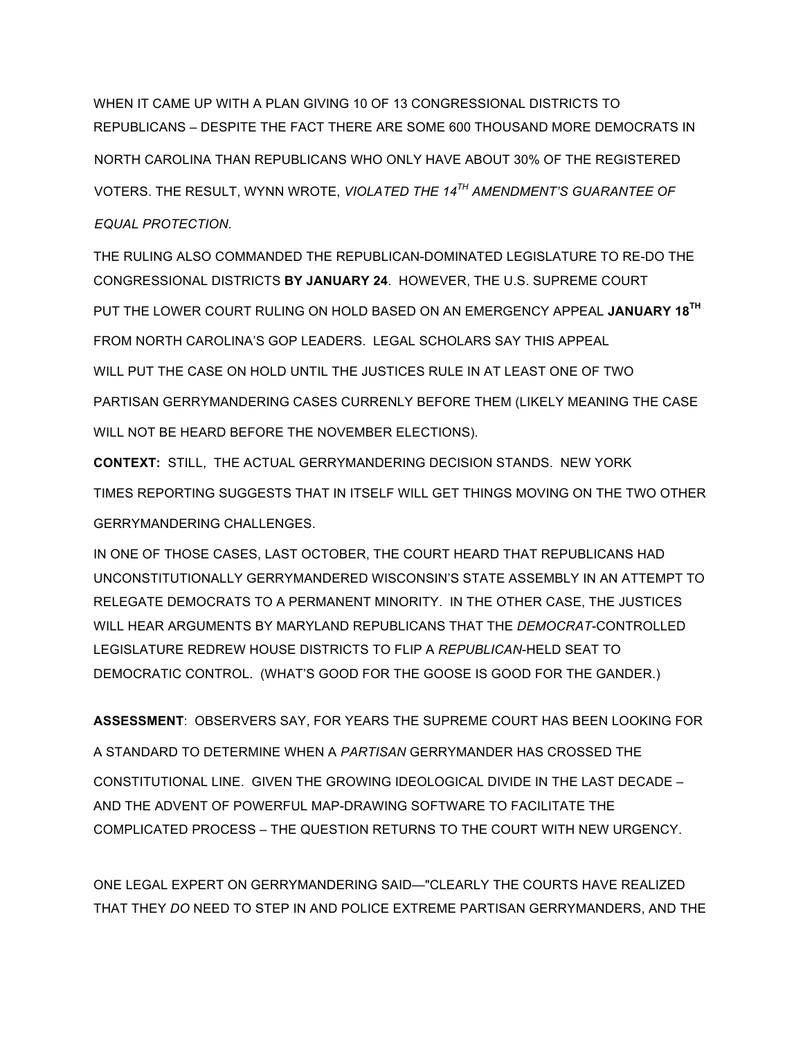WHEN IT CAME UP WITH A PLAN GIVING 10 OF 13 CONGRESSIONAL DISTRICTS TO REPUBLICANS – DESPITE THE FACT THERE ARE SOME 600 THOUSAND MORE DEMOCRATS IN NORTH CAROLINA THAN REPUBLICANS WHO ONLY HAVE ABOUT 30% OF THE REGISTERED VOTERS. THE RESULT, WYNN WROTE, *VIOLATED THE 14TH AMENDMENT'S GUARANTEE OF EQUAL PROTECTION.*

THE RULING ALSO COMMANDED THE REPUBLICAN-DOMINATED LEGISLATURE TO RE-DO THE CONGRESSIONAL DISTRICTS **BY JANUARY 24**. HOWEVER, THE U.S. SUPREME COURT PUT THE LOWER COURT RULING ON HOLD BASED ON AN EMERGENCY APPEAL **JANUARY 18TH** FROM NORTH CAROLINA'S GOP LEADERS. LEGAL SCHOLARS SAY THIS APPEAL WILL PUT THE CASE ON HOLD UNTIL THE JUSTICES RULE IN AT LEAST ONE OF TWO PARTISAN GERRYMANDERING CASES CURRENLY BEFORE THEM (LIKELY MEANING THE CASE WILL NOT BE HEARD BEFORE THE NOVEMBER ELECTIONS).

**CONTEXT:** STILL, THE ACTUAL GERRYMANDERING DECISION STANDS. NEW YORK TIMES REPORTING SUGGESTS THAT IN ITSELF WILL GET THINGS MOVING ON THE TWO OTHER GERRYMANDERING CHALLENGES.

IN ONE OF THOSE CASES, LAST OCTOBER, THE COURT HEARD THAT REPUBLICANS HAD UNCONSTITUTIONALLY GERRYMANDERED WISCONSIN'S STATE ASSEMBLY IN AN ATTEMPT TO RELEGATE DEMOCRATS TO A PERMANENT MINORITY. IN THE OTHER CASE, THE JUSTICES WILL HEAR ARGUMENTS BY MARYLAND REPUBLICANS THAT THE *DEMOCRAT*-CONTROLLED LEGISLATURE REDREW HOUSE DISTRICTS TO FLIP A *REPUBLICAN*-HELD SEAT TO DEMOCRATIC CONTROL. (WHAT'S GOOD FOR THE GOOSE IS GOOD FOR THE GANDER.)

**ASSESSMENT**: OBSERVERS SAY, FOR YEARS THE SUPREME COURT HAS BEEN LOOKING FOR A STANDARD TO DETERMINE WHEN A *PARTISAN* GERRYMANDER HAS CROSSED THE CONSTITUTIONAL LINE. GIVEN THE GROWING IDEOLOGICAL DIVIDE IN THE LAST DECADE – AND THE ADVENT OF POWERFUL MAP-DRAWING SOFTWARE TO FACILITATE THE COMPLICATED PROCESS – THE QUESTION RETURNS TO THE COURT WITH NEW URGENCY.

ONE LEGAL EXPERT ON GERRYMANDERING SAID—"CLEARLY THE COURTS HAVE REALIZED THAT THEY *DO* NEED TO STEP IN AND POLICE EXTREME PARTISAN GERRYMANDERS, AND THE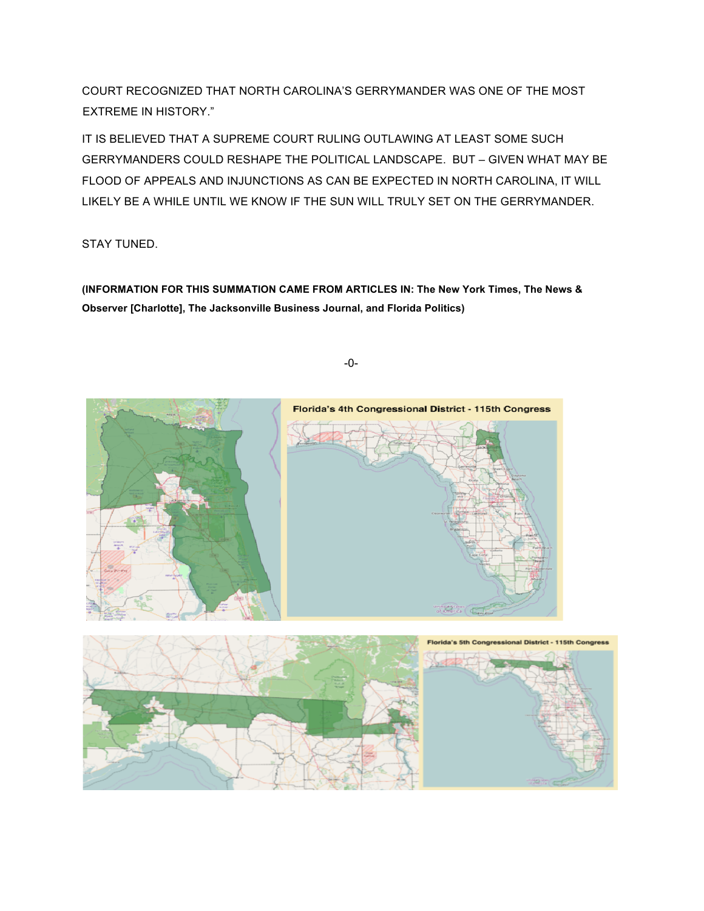COURT RECOGNIZED THAT NORTH CAROLINA'S GERRYMANDER WAS ONE OF THE MOST EXTREME IN HISTORY."

IT IS BELIEVED THAT A SUPREME COURT RULING OUTLAWING AT LEAST SOME SUCH GERRYMANDERS COULD RESHAPE THE POLITICAL LANDSCAPE. BUT – GIVEN WHAT MAY BE FLOOD OF APPEALS AND INJUNCTIONS AS CAN BE EXPECTED IN NORTH CAROLINA, IT WILL LIKELY BE A WHILE UNTIL WE KNOW IF THE SUN WILL TRULY SET ON THE GERRYMANDER.

STAY TUNED.

**(INFORMATION FOR THIS SUMMATION CAME FROM ARTICLES IN: The New York Times, The News & Observer [Charlotte], The Jacksonville Business Journal, and Florida Politics)**

-0-

Florida's 4th Congressional District - 115th Congress

Florida's 5th Congressional District - 115th Congress